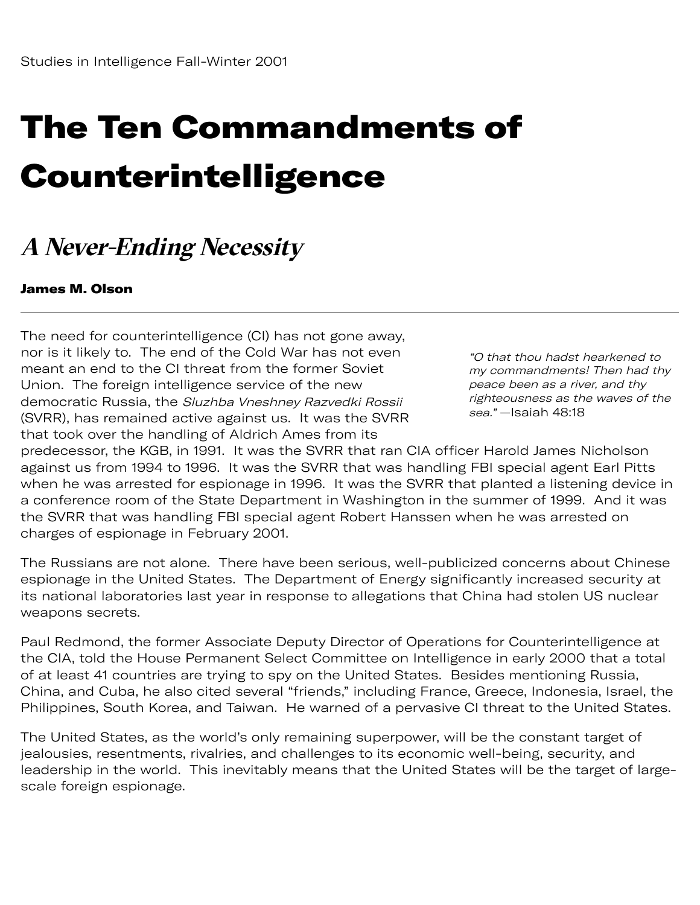# The Ten Commandments of Counterintelligence

## *A Never-Ending Necessity*

**James M. Olson**

*"O that thou hadst hearkened to my commandments! Then had thy peace been as a river, and thy righteousness as the waves of the sea."* —Isaiah 48:18

The need for counterintelligence (CI) has not gone away, nor is it likely to. The end of the Cold War has not even meant an end to the CI threat from the former Soviet Union. The foreign intelligence service of the new democratic Russia, the *Sluzhba Vneshney Razvedki Rossii* (SVRR), has remained active against us. It was the SVRR that took over the handling of Aldrich Ames from its predecessor, the KGB, in 1991. It was the SVRR that ran CIA officer Harold James Nicholson against us from 1994 to 1996. It was the SVRR that was handling FBI special agent Earl Pitts when he was arrested for espionage in 1996. It was the SVRR that planted a listening device in a conference room of the State Department in Washington in the summer of 1999. And it was the SVRR that was handling FBI special agent Robert Hanssen when he was arrested on charges of espionage in February 2001.

The Russians are not alone. There have been serious, well-publicized concerns about Chinese espionage in the United States. The Department of Energy significantly increased security at its national laboratories last year in response to allegations that China had stolen US nuclear weapons secrets.

Paul Redmond, the former Associate Deputy Director of Operations for Counterintelligence at the CIA, told the House Permanent Select Committee on Intelligence in early 2000 that a total of at least 41 countries are trying to spy on the United States. Besides mentioning Russia, China, and Cuba, he also cited several "friends," including France, Greece, Indonesia, Israel, the Philippines, South Korea, and Taiwan. He warned of a pervasive CI threat to the United States.

The United States, as the world's only remaining superpower, will be the constant target of jealousies, resentments, rivalries, and challenges to its economic well-being, security, and leadership in the world. This inevitably means that the United States will be the target of large-scale foreign espionage.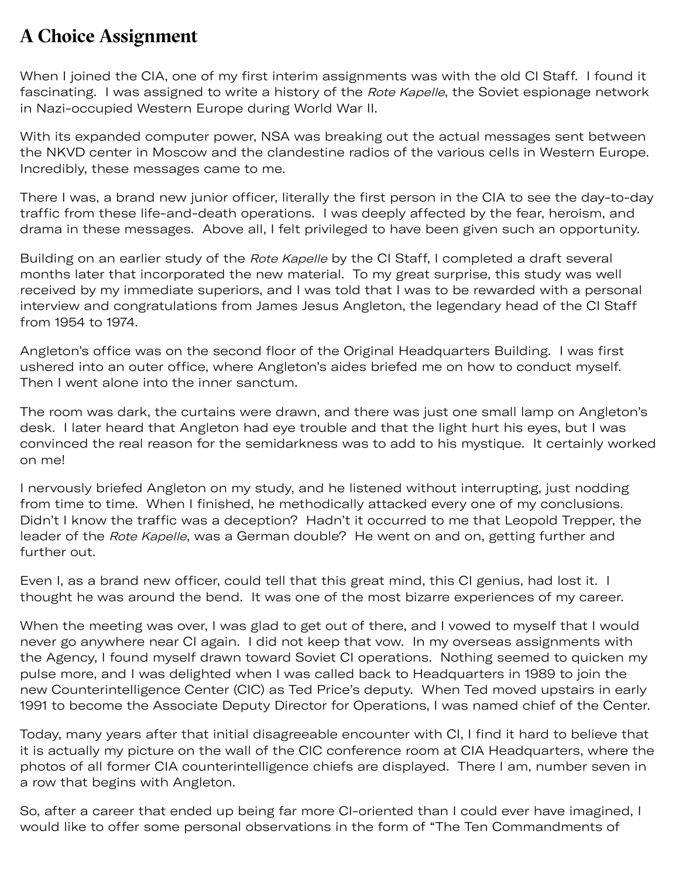## A Choice Assignment

When I joined the CIA, one of my first interim assignments was with the old CI Staff. I found it fascinating. I was assigned to write a history of the *Rote Kapelle*, the Soviet espionage network in Nazi-occupied Western Europe during World War II.

With its expanded computer power, NSA was breaking out the actual messages sent between the NKVD center in Moscow and the clandestine radios of the various cells in Western Europe. Incredibly, these messages came to me.

There I was, a brand new junior officer, literally the first person in the CIA to see the day-to-day traffic from these life-and-death operations. I was deeply affected by the fear, heroism, and drama in these messages. Above all, I felt privileged to have been given such an opportunity.

Building on an earlier study of the *Rote Kapelle* by the CI Staff, I completed a draft several months later that incorporated the new material. To my great surprise, this study was well received by my immediate superiors, and I was told that I was to be rewarded with a personal interview and congratulations from James Jesus Angleton, the legendary head of the CI Staff from 1954 to 1974.

Angleton's office was on the second floor of the Original Headquarters Building. I was first ushered into an outer office, where Angleton's aides briefed me on how to conduct myself. Then I went alone into the inner sanctum.

The room was dark, the curtains were drawn, and there was just one small lamp on Angleton's desk. I later heard that Angleton had eye trouble and that the light hurt his eyes, but I was convinced the real reason for the semidarkness was to add to his mystique. It certainly worked on me!

I nervously briefed Angleton on my study, and he listened without interrupting, just nodding from time to time. When I finished, he methodically attacked every one of my conclusions. Didn't I know the traffic was a deception? Hadn't it occurred to me that Leopold Trepper, the leader of the *Rote Kapelle*, was a German double? He went on and on, getting further and further out.

Even I, as a brand new officer, could tell that this great mind, this CI genius, had lost it. I thought he was around the bend. It was one of the most bizarre experiences of my career.

When the meeting was over, I was glad to get out of there, and I vowed to myself that I would never go anywhere near CI again. I did not keep that vow. In my overseas assignments with the Agency, I found myself drawn toward Soviet CI operations. Nothing seemed to quicken my pulse more, and I was delighted when I was called back to Headquarters in 1989 to join the new Counterintelligence Center (CIC) as Ted Price's deputy. When Ted moved upstairs in early 1991 to become the Associate Deputy Director for Operations, I was named chief of the Center.

Today, many years after that initial disagreeable encounter with CI, I find it hard to believe that it is actually my picture on the wall of the CIC conference room at CIA Headquarters, where the photos of all former CIA counterintelligence chiefs are displayed. There I am, number seven in a row that begins with Angleton.

So, after a career that ended up being far more CI-oriented than I could ever have imagined, I would like to offer some personal observations in the form of "The Ten Commandments of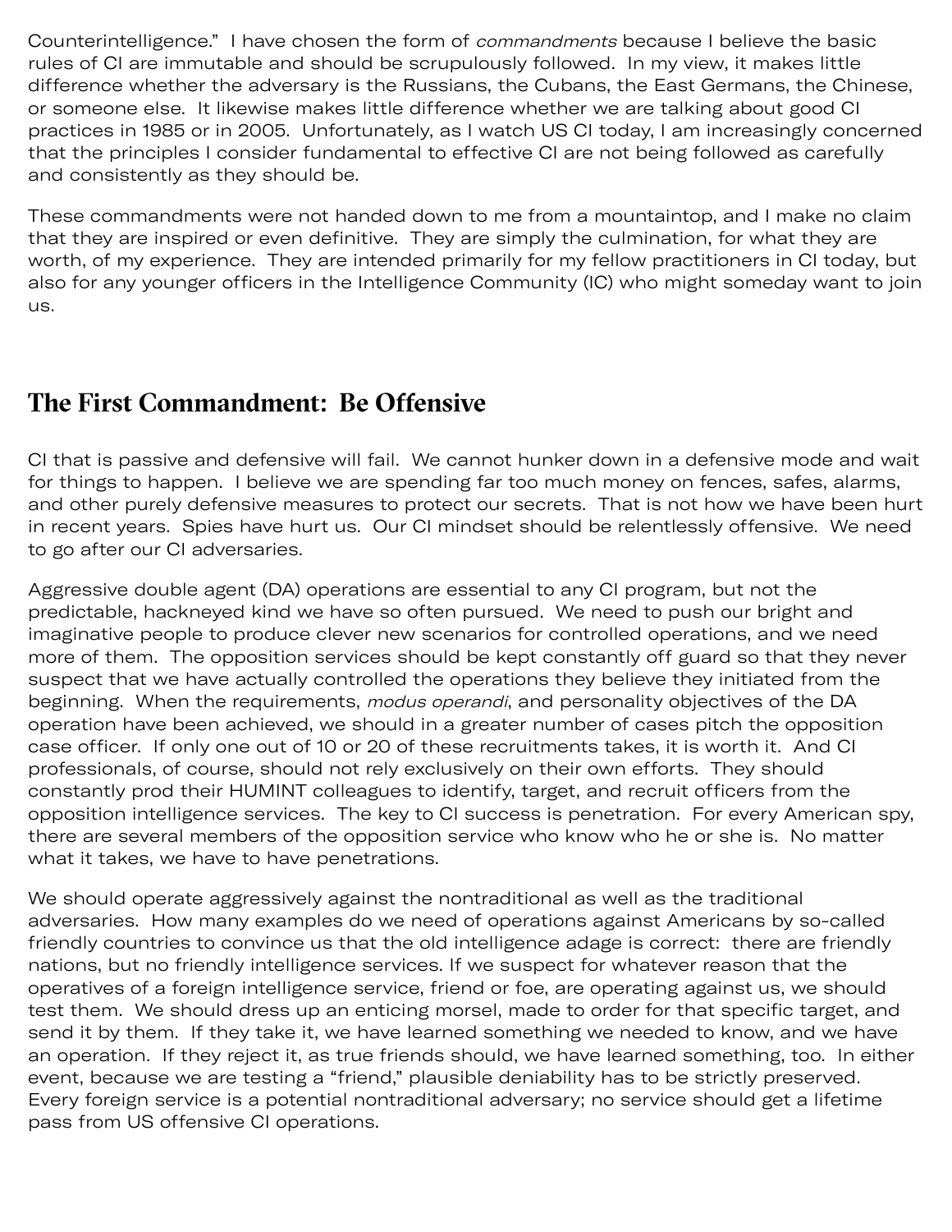Counterintelligence." I have chosen the form of *commandments* because I believe the basic rules of CI are immutable and should be scrupulously followed. In my view, it makes little difference whether the adversary is the Russians, the Cubans, the East Germans, the Chinese, or someone else. It likewise makes little difference whether we are talking about good CI practices in 1985 or in 2005. Unfortunately, as I watch US CI today, I am increasingly concerned that the principles I consider fundamental to effective CI are not being followed as carefully and consistently as they should be.

These commandments were not handed down to me from a mountaintop, and I make no claim that they are inspired or even definitive. They are simply the culmination, for what they are worth, of my experience. They are intended primarily for my fellow practitioners in CI today, but also for any younger officers in the Intelligence Community (IC) who might someday want to join us.

## The First Commandment: Be Offensive

CI that is passive and defensive will fail. We cannot hunker down in a defensive mode and wait for things to happen. I believe we are spending far too much money on fences, safes, alarms, and other purely defensive measures to protect our secrets. That is not how we have been hurt in recent years. Spies have hurt us. Our CI mindset should be relentlessly offensive. We need to go after our CI adversaries.

Aggressive double agent (DA) operations are essential to any CI program, but not the predictable, hackneyed kind we have so often pursued. We need to push our bright and imaginative people to produce clever new scenarios for controlled operations, and we need more of them. The opposition services should be kept constantly off guard so that they never suspect that we have actually controlled the operations they believe they initiated from the beginning. When the requirements, *modus operandi*, and personality objectives of the DA operation have been achieved, we should in a greater number of cases pitch the opposition case officer. If only one out of 10 or 20 of these recruitments takes, it is worth it. And CI professionals, of course, should not rely exclusively on their own efforts. They should constantly prod their HUMINT colleagues to identify, target, and recruit officers from the opposition intelligence services. The key to CI success is penetration. For every American spy, there are several members of the opposition service who know who he or she is. No matter what it takes, we have to have penetrations.

We should operate aggressively against the nontraditional as well as the traditional adversaries. How many examples do we need of operations against Americans by so-called friendly countries to convince us that the old intelligence adage is correct: there are friendly nations, but no friendly intelligence services. If we suspect for whatever reason that the operatives of a foreign intelligence service, friend or foe, are operating against us, we should test them. We should dress up an enticing morsel, made to order for that specific target, and send it by them. If they take it, we have learned something we needed to know, and we have an operation. If they reject it, as true friends should, we have learned something, too. In either event, because we are testing a "friend," plausible deniability has to be strictly preserved. Every foreign service is a potential nontraditional adversary; no service should get a lifetime pass from US offensive CI operations.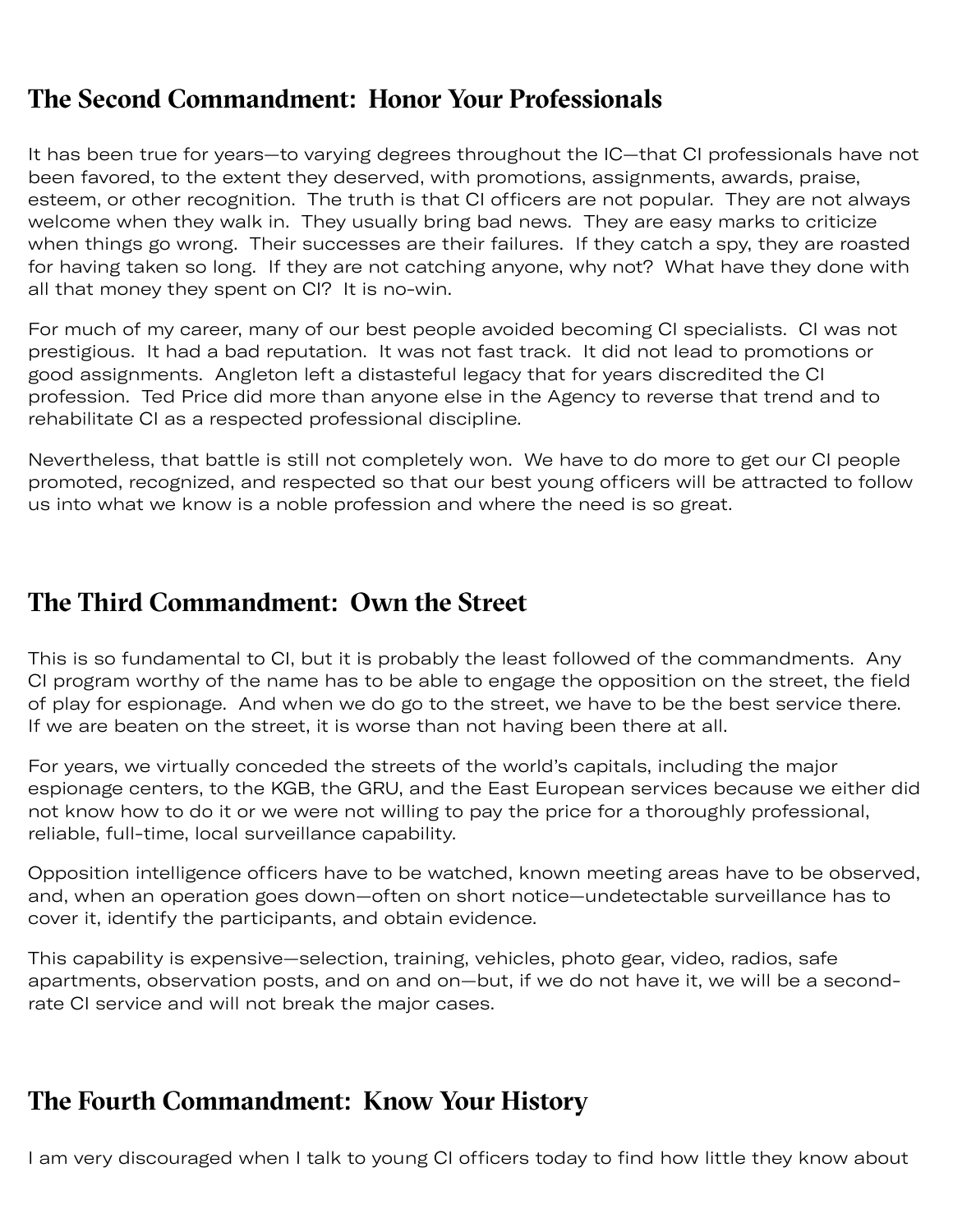## The Second Commandment: Honor Your Professionals

It has been true for years—to varying degrees throughout the IC—that CI professionals have not been favored, to the extent they deserved, with promotions, assignments, awards, praise, esteem, or other recognition. The truth is that CI officers are not popular. They are not always welcome when they walk in. They usually bring bad news. They are easy marks to criticize when things go wrong. Their successes are their failures. If they catch a spy, they are roasted for having taken so long. If they are not catching anyone, why not? What have they done with all that money they spent on CI? It is no-win.

For much of my career, many of our best people avoided becoming CI specialists. CI was not prestigious. It had a bad reputation. It was not fast track. It did not lead to promotions or good assignments. Angleton left a distasteful legacy that for years discredited the CI profession. Ted Price did more than anyone else in the Agency to reverse that trend and to rehabilitate CI as a respected professional discipline.

Nevertheless, that battle is still not completely won. We have to do more to get our CI people promoted, recognized, and respected so that our best young officers will be attracted to follow us into what we know is a noble profession and where the need is so great.

## The Third Commandment: Own the Street

This is so fundamental to CI, but it is probably the least followed of the commandments. Any CI program worthy of the name has to be able to engage the opposition on the street, the field of play for espionage. And when we do go to the street, we have to be the best service there. If we are beaten on the street, it is worse than not having been there at all.

For years, we virtually conceded the streets of the world's capitals, including the major espionage centers, to the KGB, the GRU, and the East European services because we either did not know how to do it or we were not willing to pay the price for a thoroughly professional, reliable, full-time, local surveillance capability.

Opposition intelligence officers have to be watched, known meeting areas have to be observed, and, when an operation goes down—often on short notice—undetectable surveillance has to cover it, identify the participants, and obtain evidence.

This capability is expensive—selection, training, vehicles, photo gear, video, radios, safe apartments, observation posts, and on and on—but, if we do not have it, we will be a second-rate CI service and will not break the major cases.

## The Fourth Commandment: Know Your History

I am very discouraged when I talk to young CI officers today to find how little they know about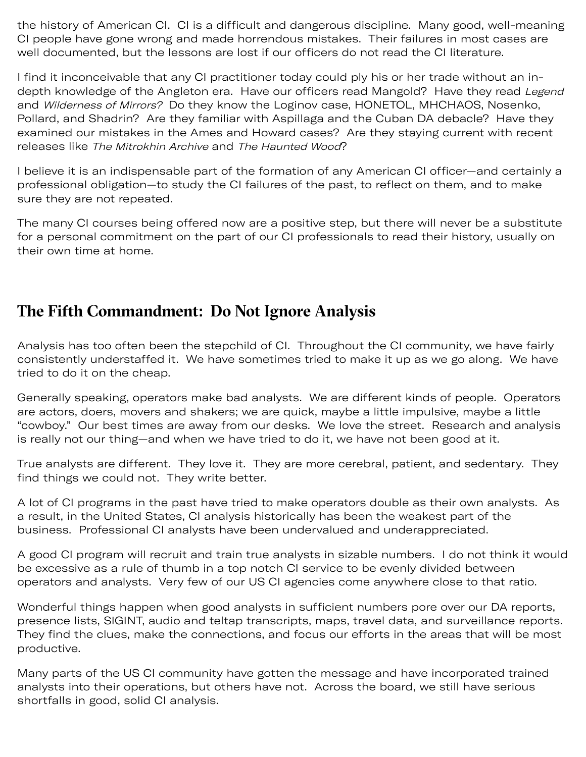the history of American CI. CI is a difficult and dangerous discipline. Many good, well-meaning CI people have gone wrong and made horrendous mistakes. Their failures in most cases are well documented, but the lessons are lost if our officers do not read the CI literature.

I find it inconceivable that any CI practitioner today could ply his or her trade without an in-depth knowledge of the Angleton era. Have our officers read Mangold? Have they read *Legend* and *Wilderness of Mirrors?* Do they know the Loginov case, HONETOL, MHCHAOS, Nosenko, Pollard, and Shadrin? Are they familiar with Aspillaga and the Cuban DA debacle? Have they examined our mistakes in the Ames and Howard cases? Are they staying current with recent releases like *The Mitrokhin Archive* and *The Haunted Wood*?

I believe it is an indispensable part of the formation of any American CI officer—and certainly a professional obligation—to study the CI failures of the past, to reflect on them, and to make sure they are not repeated.

The many CI courses being offered now are a positive step, but there will never be a substitute for a personal commitment on the part of our CI professionals to read their history, usually on their own time at home.

## The Fifth Commandment: Do Not Ignore Analysis

Analysis has too often been the stepchild of CI. Throughout the CI community, we have fairly consistently understaffed it. We have sometimes tried to make it up as we go along. We have tried to do it on the cheap.

Generally speaking, operators make bad analysts. We are different kinds of people. Operators are actors, doers, movers and shakers; we are quick, maybe a little impulsive, maybe a little "cowboy." Our best times are away from our desks. We love the street. Research and analysis is really not our thing—and when we have tried to do it, we have not been good at it.

True analysts are different. They love it. They are more cerebral, patient, and sedentary. They find things we could not. They write better.

A lot of CI programs in the past have tried to make operators double as their own analysts. As a result, in the United States, CI analysis historically has been the weakest part of the business. Professional CI analysts have been undervalued and underappreciated.

A good CI program will recruit and train true analysts in sizable numbers. I do not think it would be excessive as a rule of thumb in a top notch CI service to be evenly divided between operators and analysts. Very few of our US CI agencies come anywhere close to that ratio.

Wonderful things happen when good analysts in sufficient numbers pore over our DA reports, presence lists, SIGINT, audio and teltap transcripts, maps, travel data, and surveillance reports. They find the clues, make the connections, and focus our efforts in the areas that will be most productive.

Many parts of the US CI community have gotten the message and have incorporated trained analysts into their operations, but others have not. Across the board, we still have serious shortfalls in good, solid CI analysis.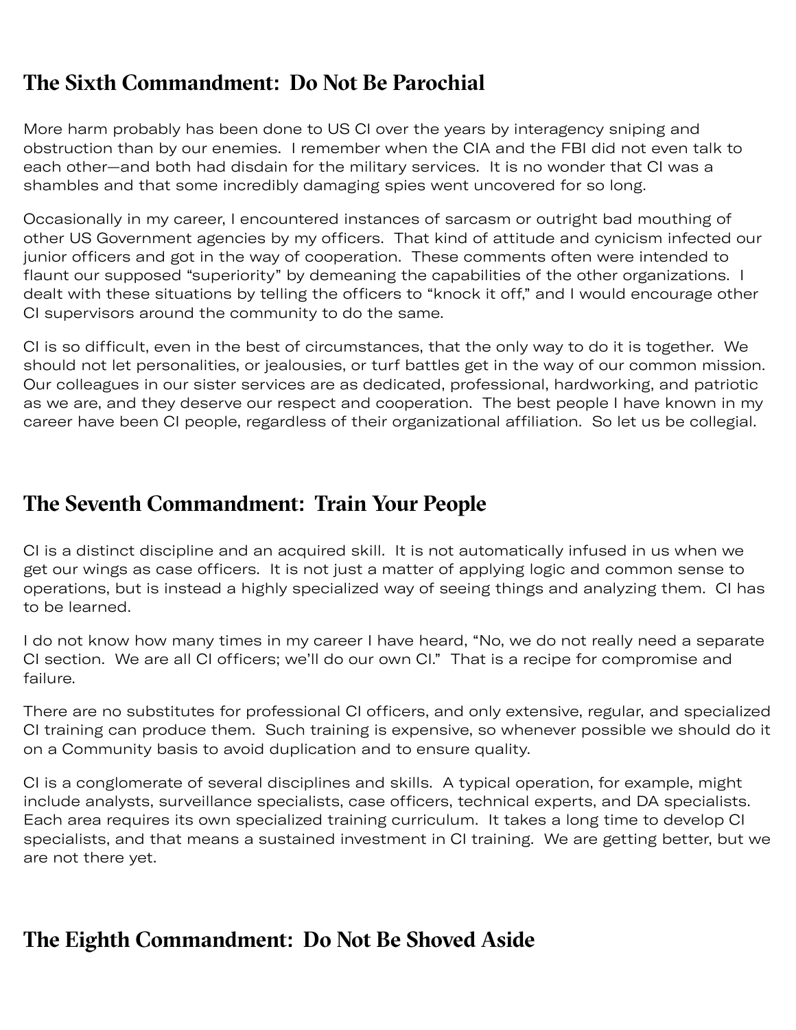## The Sixth Commandment:  Do Not Be Parochial

More harm probably has been done to US CI over the years by interagency sniping and obstruction than by our enemies.  I remember when the CIA and the FBI did not even talk to each other—and both had disdain for the military services.  It is no wonder that CI was a shambles and that some incredibly damaging spies went uncovered for so long.

Occasionally in my career, I encountered instances of sarcasm or outright bad mouthing of other US Government agencies by my officers.  That kind of attitude and cynicism infected our junior officers and got in the way of cooperation.  These comments often were intended to flaunt our supposed "superiority" by demeaning the capabilities of the other organizations.  I dealt with these situations by telling the officers to "knock it off," and I would encourage other CI supervisors around the community to do the same.

CI is so difficult, even in the best of circumstances, that the only way to do it is together.  We should not let personalities, or jealousies, or turf battles get in the way of our common mission.  Our colleagues in our sister services are as dedicated, professional, hardworking, and patriotic as we are, and they deserve our respect and cooperation.  The best people I have known in my career have been CI people, regardless of their organizational affiliation.  So let us be collegial.

## The Seventh Commandment:  Train Your People

CI is a distinct discipline and an acquired skill.  It is not automatically infused in us when we get our wings as case officers.  It is not just a matter of applying logic and common sense to operations, but is instead a highly specialized way of seeing things and analyzing them.  CI has to be learned.

I do not know how many times in my career I have heard, "No, we do not really need a separate CI section.  We are all CI officers; we'll do our own CI."  That is a recipe for compromise and failure.

There are no substitutes for professional CI officers, and only extensive, regular, and specialized CI training can produce them.  Such training is expensive, so whenever possible we should do it on a Community basis to avoid duplication and to ensure quality.

CI is a conglomerate of several disciplines and skills.  A typical operation, for example, might include analysts, surveillance specialists, case officers, technical experts, and DA specialists.  Each area requires its own specialized training curriculum.  It takes a long time to develop CI specialists, and that means a sustained investment in CI training.  We are getting better, but we are not there yet.

## The Eighth Commandment:  Do Not Be Shoved Aside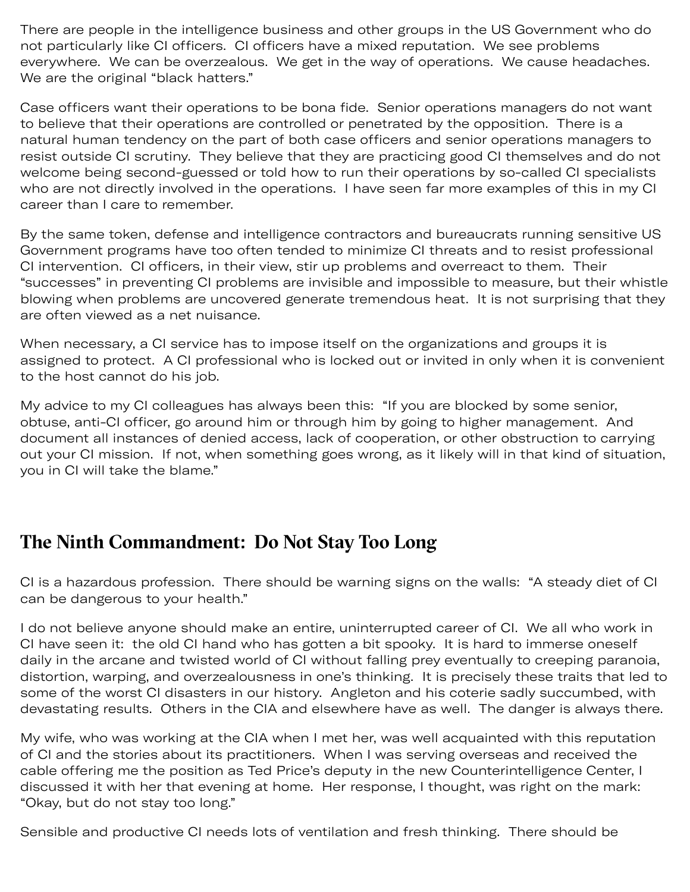There are people in the intelligence business and other groups in the US Government who do not particularly like CI officers. CI officers have a mixed reputation. We see problems everywhere. We can be overzealous. We get in the way of operations. We cause headaches. We are the original "black hatters."

Case officers want their operations to be bona fide. Senior operations managers do not want to believe that their operations are controlled or penetrated by the opposition. There is a natural human tendency on the part of both case officers and senior operations managers to resist outside CI scrutiny. They believe that they are practicing good CI themselves and do not welcome being second-guessed or told how to run their operations by so-called CI specialists who are not directly involved in the operations. I have seen far more examples of this in my CI career than I care to remember.

By the same token, defense and intelligence contractors and bureaucrats running sensitive US Government programs have too often tended to minimize CI threats and to resist professional CI intervention. CI officers, in their view, stir up problems and overreact to them. Their "successes" in preventing CI problems are invisible and impossible to measure, but their whistle blowing when problems are uncovered generate tremendous heat. It is not surprising that they are often viewed as a net nuisance.

When necessary, a CI service has to impose itself on the organizations and groups it is assigned to protect. A CI professional who is locked out or invited in only when it is convenient to the host cannot do his job.

My advice to my CI colleagues has always been this: "If you are blocked by some senior, obtuse, anti-CI officer, go around him or through him by going to higher management. And document all instances of denied access, lack of cooperation, or other obstruction to carrying out your CI mission. If not, when something goes wrong, as it likely will in that kind of situation, you in CI will take the blame."

## The Ninth Commandment: Do Not Stay Too Long

CI is a hazardous profession. There should be warning signs on the walls: "A steady diet of CI can be dangerous to your health."

I do not believe anyone should make an entire, uninterrupted career of CI. We all who work in CI have seen it: the old CI hand who has gotten a bit spooky. It is hard to immerse oneself daily in the arcane and twisted world of CI without falling prey eventually to creeping paranoia, distortion, warping, and overzealousness in one's thinking. It is precisely these traits that led to some of the worst CI disasters in our history. Angleton and his coterie sadly succumbed, with devastating results. Others in the CIA and elsewhere have as well. The danger is always there.

My wife, who was working at the CIA when I met her, was well acquainted with this reputation of CI and the stories about its practitioners. When I was serving overseas and received the cable offering me the position as Ted Price's deputy in the new Counterintelligence Center, I discussed it with her that evening at home. Her response, I thought, was right on the mark: "Okay, but do not stay too long."

Sensible and productive CI needs lots of ventilation and fresh thinking. There should be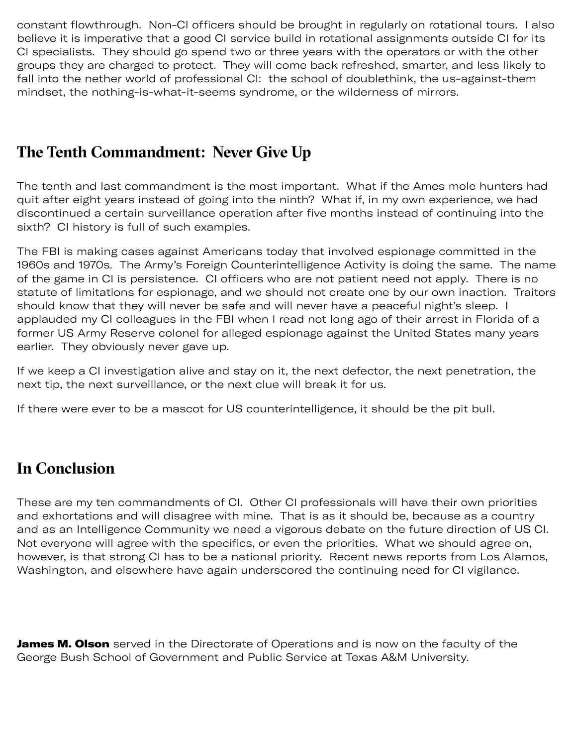constant flowthrough. Non-CI officers should be brought in regularly on rotational tours. I also believe it is imperative that a good CI service build in rotational assignments outside CI for its CI specialists. They should go spend two or three years with the operators or with the other groups they are charged to protect. They will come back refreshed, smarter, and less likely to fall into the nether world of professional CI: the school of doublethink, the us-against-them mindset, the nothing-is-what-it-seems syndrome, or the wilderness of mirrors.

## The Tenth Commandment: Never Give Up

The tenth and last commandment is the most important. What if the Ames mole hunters had quit after eight years instead of going into the ninth? What if, in my own experience, we had discontinued a certain surveillance operation after five months instead of continuing into the sixth? CI history is full of such examples.

The FBI is making cases against Americans today that involved espionage committed in the 1960s and 1970s. The Army's Foreign Counterintelligence Activity is doing the same. The name of the game in CI is persistence. CI officers who are not patient need not apply. There is no statute of limitations for espionage, and we should not create one by our own inaction. Traitors should know that they will never be safe and will never have a peaceful night's sleep. I applauded my CI colleagues in the FBI when I read not long ago of their arrest in Florida of a former US Army Reserve colonel for alleged espionage against the United States many years earlier. They obviously never gave up.

If we keep a CI investigation alive and stay on it, the next defector, the next penetration, the next tip, the next surveillance, or the next clue will break it for us.

If there were ever to be a mascot for US counterintelligence, it should be the pit bull.

## In Conclusion

These are my ten commandments of CI. Other CI professionals will have their own priorities and exhortations and will disagree with mine. That is as it should be, because as a country and as an Intelligence Community we need a vigorous debate on the future direction of US CI. Not everyone will agree with the specifics, or even the priorities. What we should agree on, however, is that strong CI has to be a national priority. Recent news reports from Los Alamos, Washington, and elsewhere have again underscored the continuing need for CI vigilance.

**James M. Olson** served in the Directorate of Operations and is now on the faculty of the George Bush School of Government and Public Service at Texas A&M University.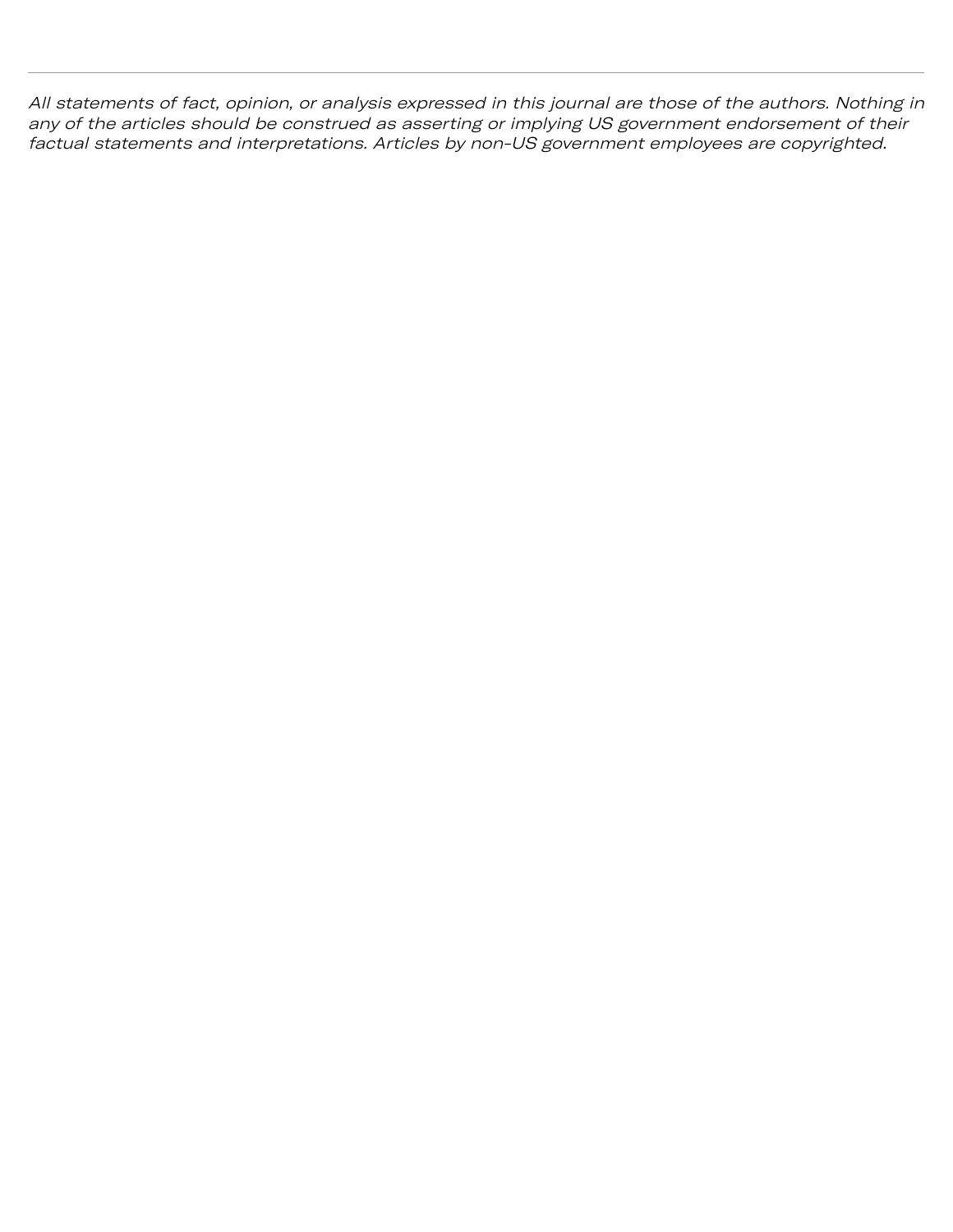---

*All statements of fact, opinion, or analysis expressed in this journal are those of the authors. Nothing in any of the articles should be construed as asserting or implying US government endorsement of their factual statements and interpretations. Articles by non-US government employees are copyrighted.*